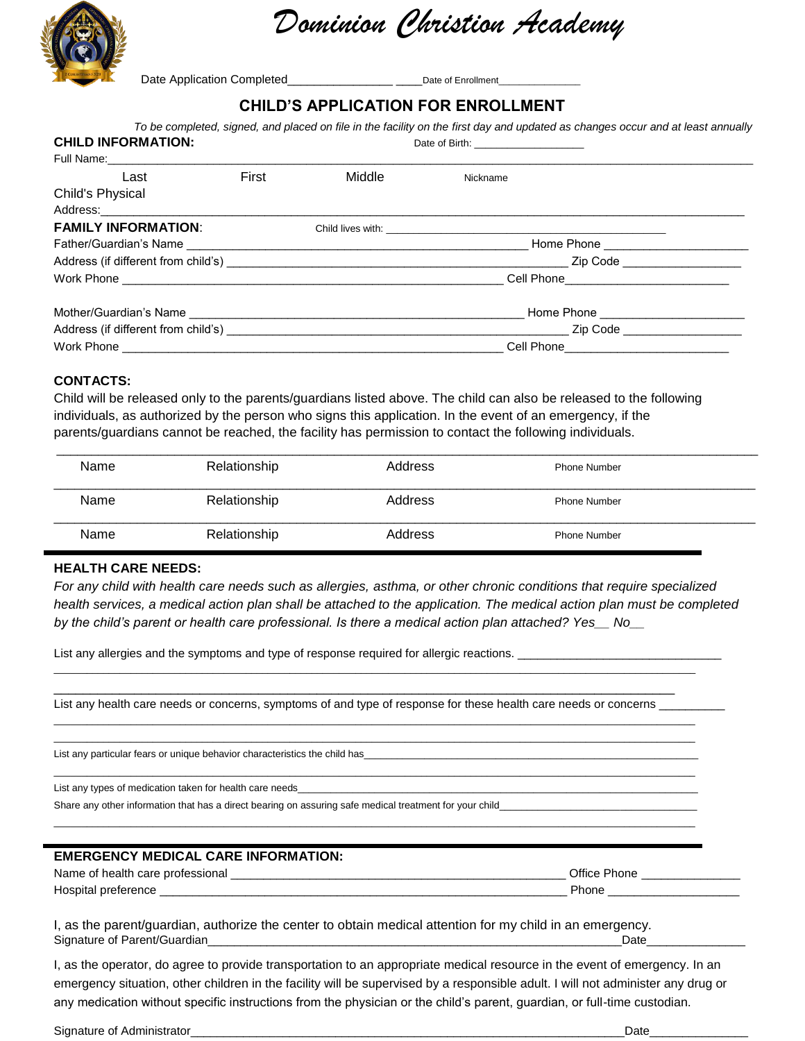# Dominion Christion Academy

Date Application Completed________________ ____Date of Enrollment_______________

## CHILD'S APPLICATION FOR ENROLLMENT

*To be completed, signed, and placed on file in the facility on the first day and updated as changes occur and at least annually*

**CHILD INFORMATION:** Date of Birth: ___________________

Full Name:_______________________________________________________________________________________

Last First Middle Nickname

Child's Physical Address:_________________________________________________________________________________

**FAMILY INFORMATION**: Child lives with: ____________________________________________

Father/Guardian's Name ____________________________________________ Home Phone _____________________

Address (if different from child's) _____________________________________________ Zip Code _________________

Work Phone _____________________________________________________ Cell Phone________________________

Mother/Guardian's Name ____________________________________________ Home Phone _____________________

Address (if different from child's) _____________________________________________ Zip Code _________________

Work Phone _____________________________________________________ Cell Phone________________________

**CONTACTS:**

Child will be released only to the parents/guardians listed above. The child can also be released to the following individuals, as authorized by the person who signs this application. In the event of an emergency, if the parents/guardians cannot be reached, the facility has permission to contact the following individuals.

| Name | Relationship | Address | Phone Number |
|---|---|---|---|
| Name | Relationship | Address | Phone Number |
| Name | Relationship | Address | Phone Number |

**HEALTH CARE NEEDS:**

*For any child with health care needs such as allergies, asthma, or other chronic conditions that require specialized health services, a medical action plan shall be attached to the application. The medical action plan must be completed by the child's parent or health care professional. Is there a medical action plan attached? Yes__ No__*

List any allergies and the symptoms and type of response required for allergic reactions. ______________________________

_____________________________________________________________________________________________

_____________________________________________________________________________________________

List any health care needs or concerns, symptoms of and type of response for these health care needs or concerns _________

_____________________________________________________________________________________________

_____________________________________________________________________________________________

List any particular fears or unique behavior characteristics the child has____________________________________________

_____________________________________________________________________________________________

List any types of medication taken for health care needs_______________________________________________________

Share any other information that has a direct bearing on assuring safe medical treatment for your child_________________________

_____________________________________________________________________________________________

**EMERGENCY MEDICAL CARE INFORMATION:**

Name of health care professional ______________________________________________ Office Phone _______________

Hospital preference _____________________________________________________ Phone ____________________

I, as the parent/guardian, authorize the center to obtain medical attention for my child in an emergency.

Signature of Parent/Guardian____________________________________________________Date_______________

I, as the operator, do agree to provide transportation to an appropriate medical resource in the event of emergency. In an emergency situation, other children in the facility will be supervised by a responsible adult. I will not administer any drug or any medication without specific instructions from the physician or the child's parent, guardian, or full-time custodian.

Signature of Administrator______________________________________________________Date_______________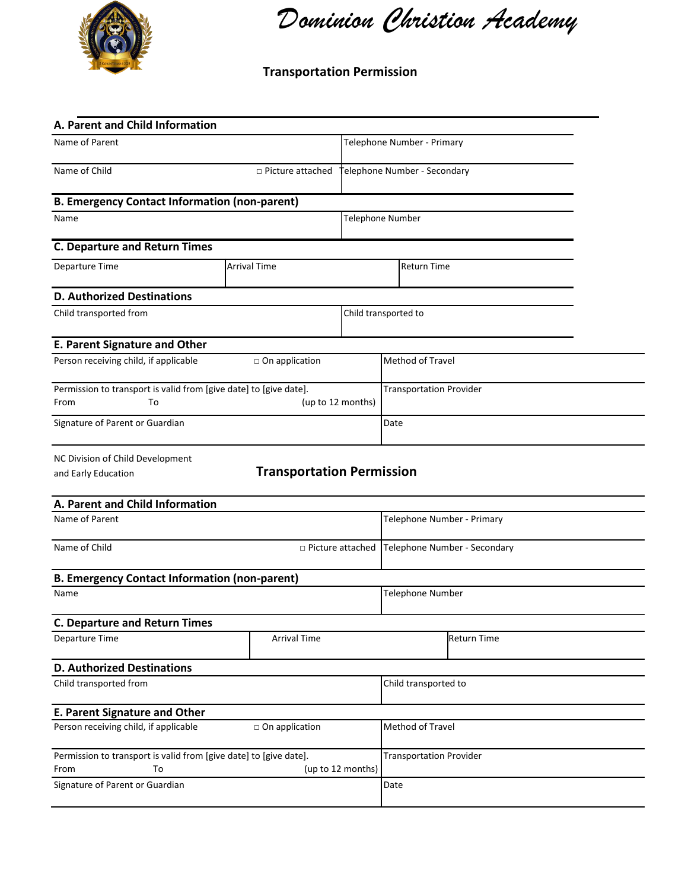# Dominion Christian Academy

## Transportation Permission

### A. Parent and Child Information

| Name of Parent | Telephone Number - Primary |
|---|---|
| Name of Child □ Picture attached | Telephone Number - Secondary |

### B. Emergency Contact Information (non-parent)

| Name | Telephone Number |
|---|---|

### C. Departure and Return Times

| Departure Time | Arrival Time | Return Time |
|---|---|---|

### D. Authorized Destinations

| Child transported from | Child transported to |
|---|---|

### E. Parent Signature and Other

| Person receiving child, if applicable □ On application | Method of Travel |
|---|---|
| Permission to transport is valid from [give date] to [give date]. From To (up to 12 months) | Transportation Provider |
| Signature of Parent or Guardian | Date |

NC Division of Child Development and Early Education

## Transportation Permission

### A. Parent and Child Information

| Name of Parent | Telephone Number - Primary |
|---|---|
| Name of Child □ Picture attached | Telephone Number - Secondary |

### B. Emergency Contact Information (non-parent)

| Name | Telephone Number |
|---|---|

### C. Departure and Return Times

| Departure Time | Arrival Time | Return Time |
|---|---|---|

### D. Authorized Destinations

| Child transported from | Child transported to |
|---|---|

### E. Parent Signature and Other

| Person receiving child, if applicable □ On application | Method of Travel |
|---|---|
| Permission to transport is valid from [give date] to [give date]. From To (up to 12 months) | Transportation Provider |
| Signature of Parent or Guardian | Date |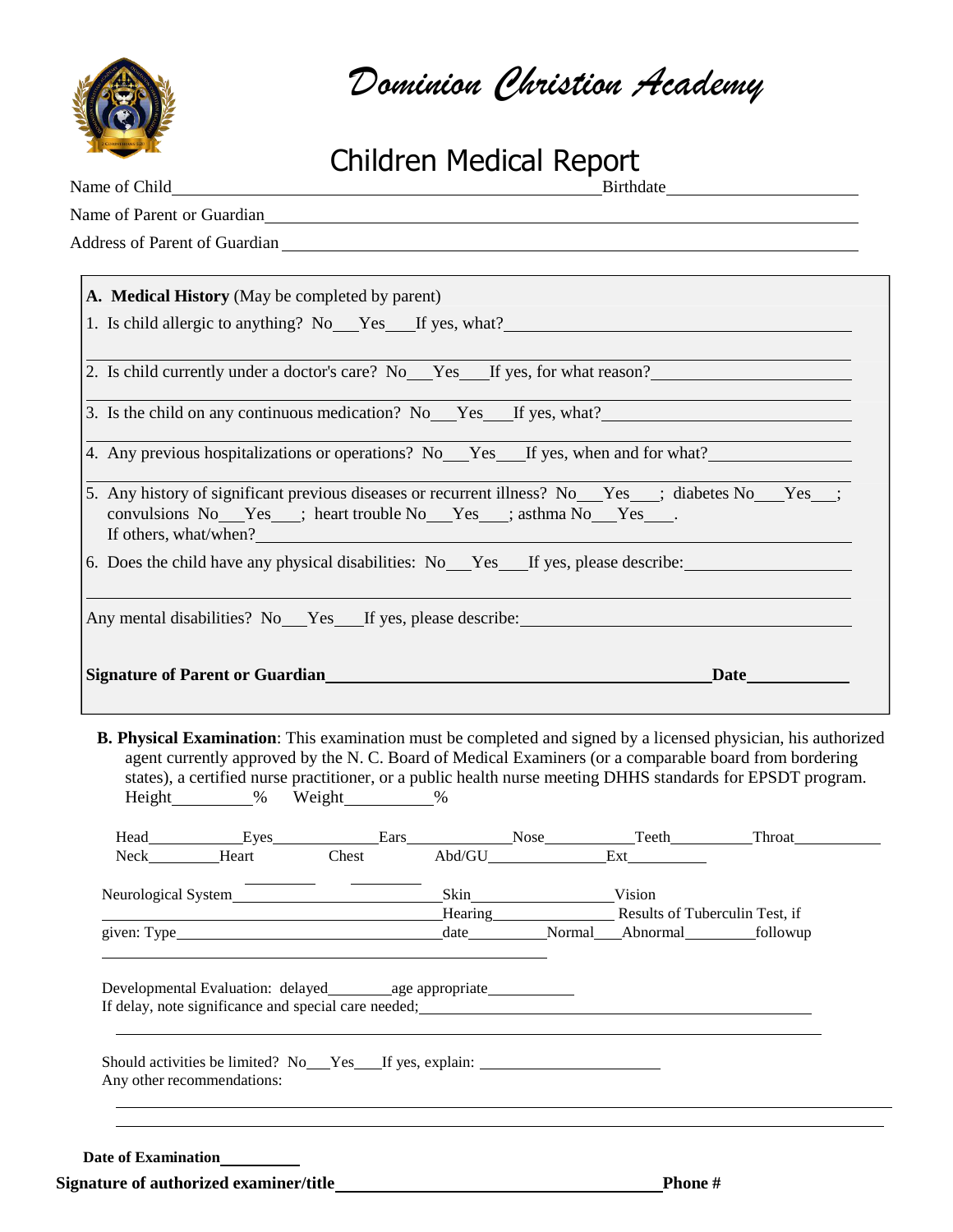# Dominion Christion Academy

## Children Medical Report

Name of Child______________________________ Birthdate______________

Name of Parent or Guardian______________________________

Address of Parent of Guardian______________________________

**A. Medical History** (May be completed by parent)

1. Is child allergic to anything? No___Yes___If yes, what?______________________________

2. Is child currently under a doctor's care? No___Yes___If yes, for what reason?______________________________

3. Is the child on any continuous medication? No___Yes___If yes, what?______________________________

4. Any previous hospitalizations or operations? No___Yes___If yes, when and for what?______________________________

5. Any history of significant previous diseases or recurrent illness? No___Yes___; diabetes No___Yes___; convulsions No___Yes___; heart trouble No___Yes___; asthma No___Yes___.
   If others, what/when?______________________________

6. Does the child have any physical disabilities: No___Yes___If yes, please describe:______________________________

Any mental disabilities? No___Yes___If yes, please describe:______________________________

**Signature of Parent or Guardian**______________________________**Date**__________

**B. Physical Examination**: This examination must be completed and signed by a licensed physician, his authorized agent currently approved by the N. C. Board of Medical Examiners (or a comparable board from bordering states), a certified nurse practitioner, or a public health nurse meeting DHHS standards for EPSDT program.

Height__________% Weight__________%

Head__________Eyes__________Ears__________Nose__________Teeth__________Throat__________

Neck__________Heart__________Chest__________Abd/GU__________Ext__________

Neurological System______________________________Skin__________________Vision

______________________________Hearing______________ Results of Tuberculin Test, if

given: Type______________________________date__________Normal___Abnormal__________followup

______________________________

Developmental Evaluation: delayed__________age appropriate__________

If delay, note significance and special care needed;______________________________

Should activities be limited? No___Yes___If yes, explain: ______________________________

Any other recommendations:

______________________________

**Date of Examination**__________

**Signature of authorized examiner/title**______________________________**Phone #**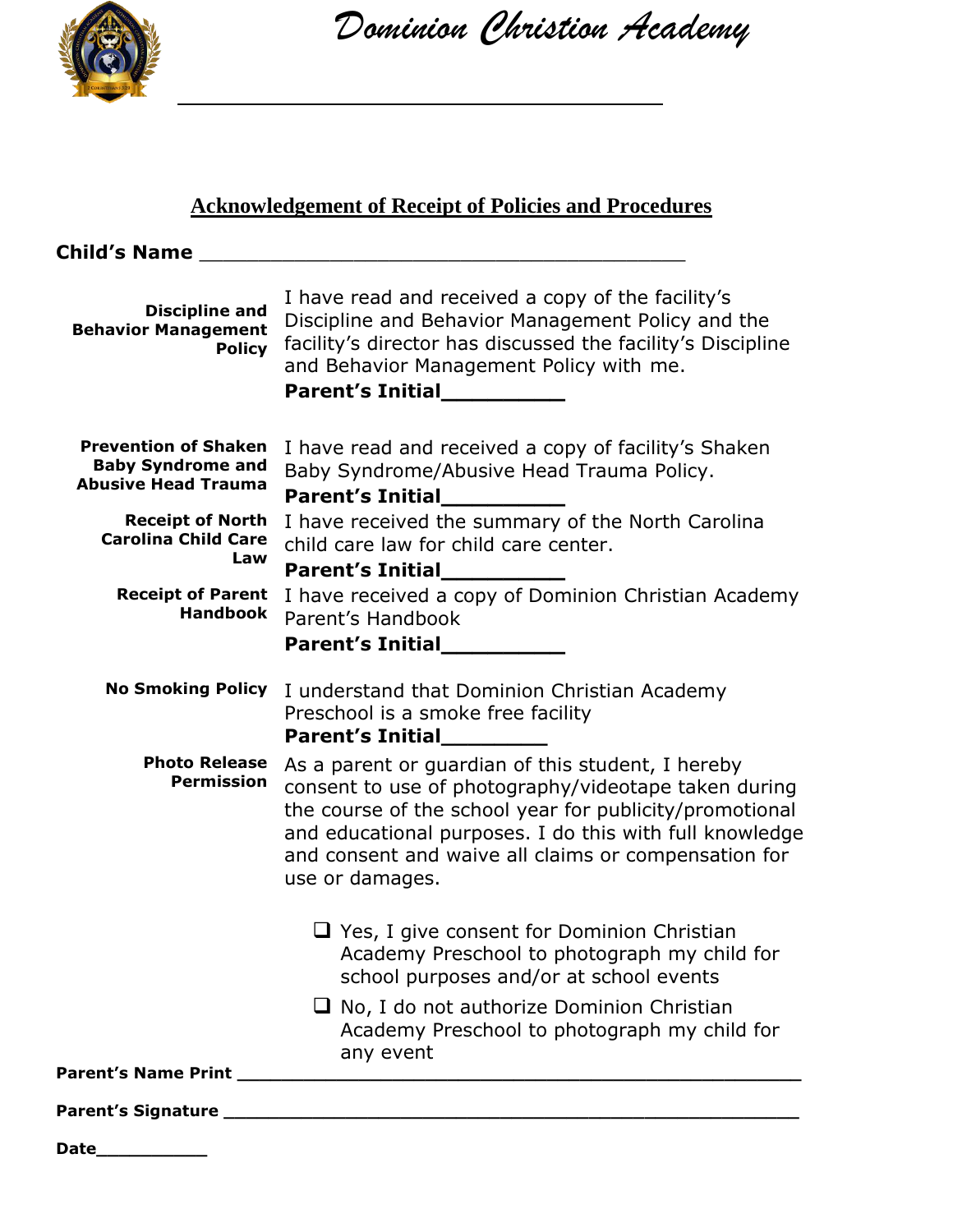# Dominion Christion Academy

## Acknowledgement of Receipt of Policies and Procedures

**Child's Name** ________________________________________

| | |
|---|---|
| **Discipline and Behavior Management Policy** | I have read and received a copy of the facility's Discipline and Behavior Management Policy and the facility's director has discussed the facility's Discipline and Behavior Management Policy with me. **Parent's Initial__________** |
| **Prevention of Shaken Baby Syndrome and Abusive Head Trauma** | I have read and received a copy of facility's Shaken Baby Syndrome/Abusive Head Trauma Policy. **Parent's Initial__________** |
| **Receipt of North Carolina Child Care Law** | I have received the summary of the North Carolina child care law for child care center. **Parent's Initial__________** |
| **Receipt of Parent Handbook** | I have received a copy of Dominion Christian Academy Parent's Handbook **Parent's Initial__________** |
| **No Smoking Policy** | I understand that Dominion Christian Academy Preschool is a smoke free facility **Parent's Initial________** |
| **Photo Release Permission** | As a parent or guardian of this student, I hereby consent to use of photography/videotape taken during the course of the school year for publicity/promotional and educational purposes. I do this with full knowledge and consent and waive all claims or compensation for use or damages. |

- ☐ Yes, I give consent for Dominion Christian Academy Preschool to photograph my child for school purposes and/or at school events
- ☐ No, I do not authorize Dominion Christian Academy Preschool to photograph my child for any event

**Parent's Name Print** ____________________________________________________

**Parent's Signature** ____________________________________________________

**Date**___________